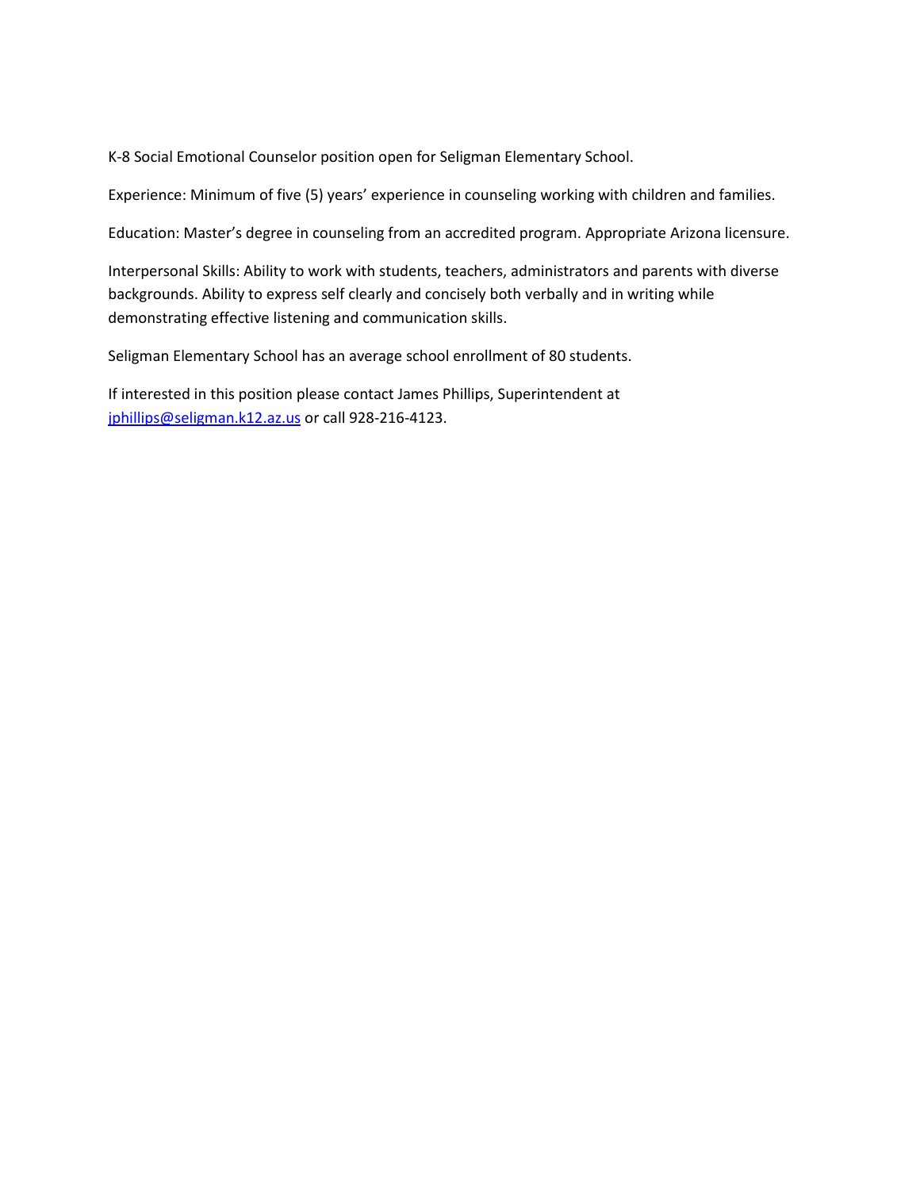K-8 Social Emotional Counselor position open for Seligman Elementary School.

Experience: Minimum of five (5) years' experience in counseling working with children and families.

Education: Master's degree in counseling from an accredited program. Appropriate Arizona licensure.

Interpersonal Skills: Ability to work with students, teachers, administrators and parents with diverse backgrounds. Ability to express self clearly and concisely both verbally and in writing while demonstrating effective listening and communication skills.

Seligman Elementary School has an average school enrollment of 80 students.

If interested in this position please contact James Phillips, Superintendent at [jphillips@seligman.k12.az.us](mailto:jphillips@seligman.k12.az.us) or call 928-216-4123.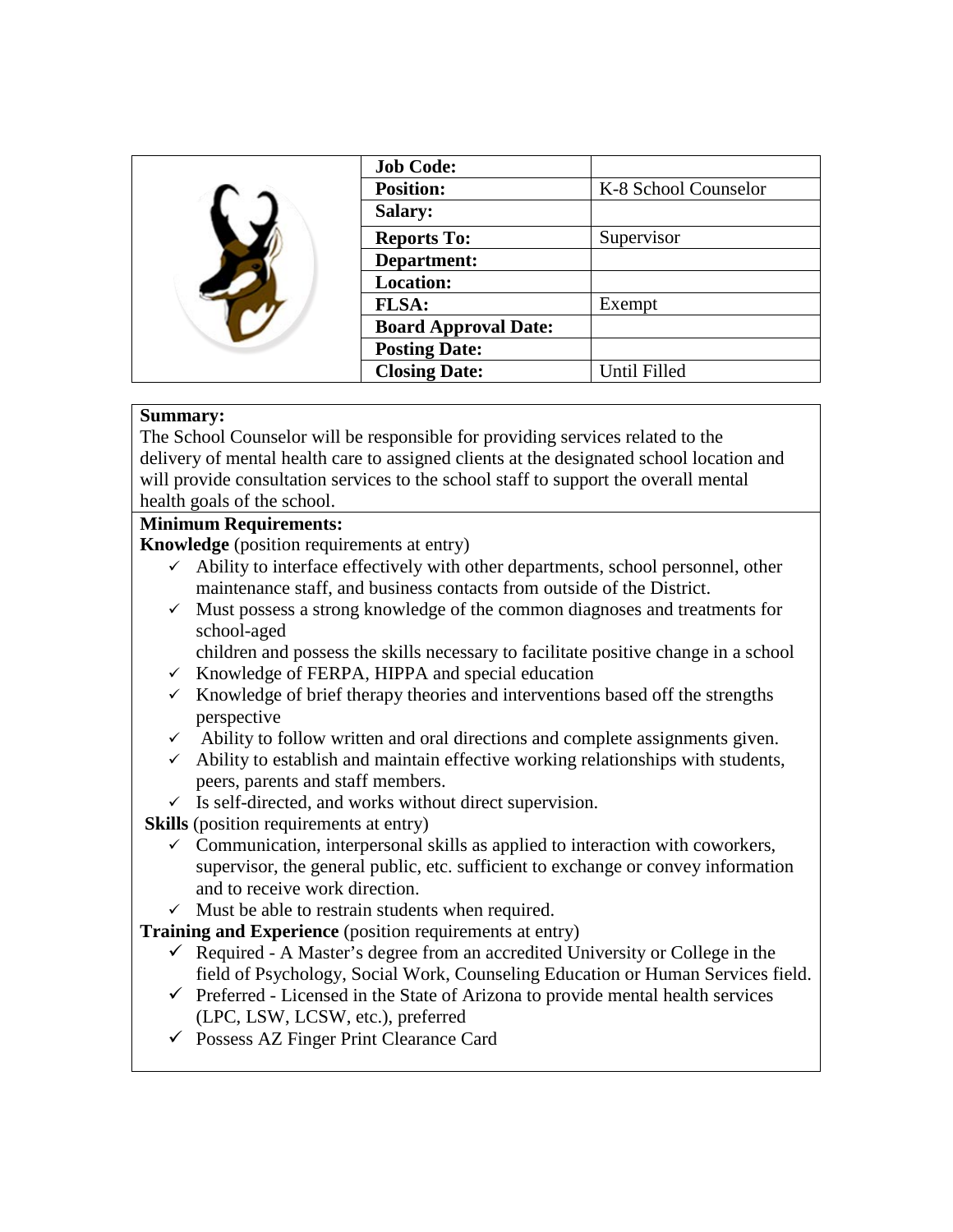| Job Code: | |
|---|---|
| Position: | K-8 School Counselor |
| Salary: | |
| Reports To: | Supervisor |
| Department: | |
| Location: | |
| FLSA: | Exempt |
| Board Approval Date: | |
| Posting Date: | |
| Closing Date: | Until Filled |

**Summary:**
The School Counselor will be responsible for providing services related to the delivery of mental health care to assigned clients at the designated school location and will provide consultation services to the school staff to support the overall mental health goals of the school.

**Minimum Requirements:**

**Knowledge** (position requirements at entry)

- ✓ Ability to interface effectively with other departments, school personnel, other maintenance staff, and business contacts from outside of the District.
- ✓ Must possess a strong knowledge of the common diagnoses and treatments for school-aged
  children and possess the skills necessary to facilitate positive change in a school
- ✓ Knowledge of FERPA, HIPPA and special education
- ✓ Knowledge of brief therapy theories and interventions based off the strengths perspective
- ✓ Ability to follow written and oral directions and complete assignments given.
- ✓ Ability to establish and maintain effective working relationships with students, peers, parents and staff members.
- ✓ Is self-directed, and works without direct supervision.

**Skills** (position requirements at entry)

- ✓ Communication, interpersonal skills as applied to interaction with coworkers, supervisor, the general public, etc. sufficient to exchange or convey information and to receive work direction.
- ✓ Must be able to restrain students when required.

**Training and Experience** (position requirements at entry)

- ✓ Required - A Master's degree from an accredited University or College in the field of Psychology, Social Work, Counseling Education or Human Services field.
- ✓ Preferred - Licensed in the State of Arizona to provide mental health services (LPC, LSW, LCSW, etc.), preferred
- ✓ Possess AZ Finger Print Clearance Card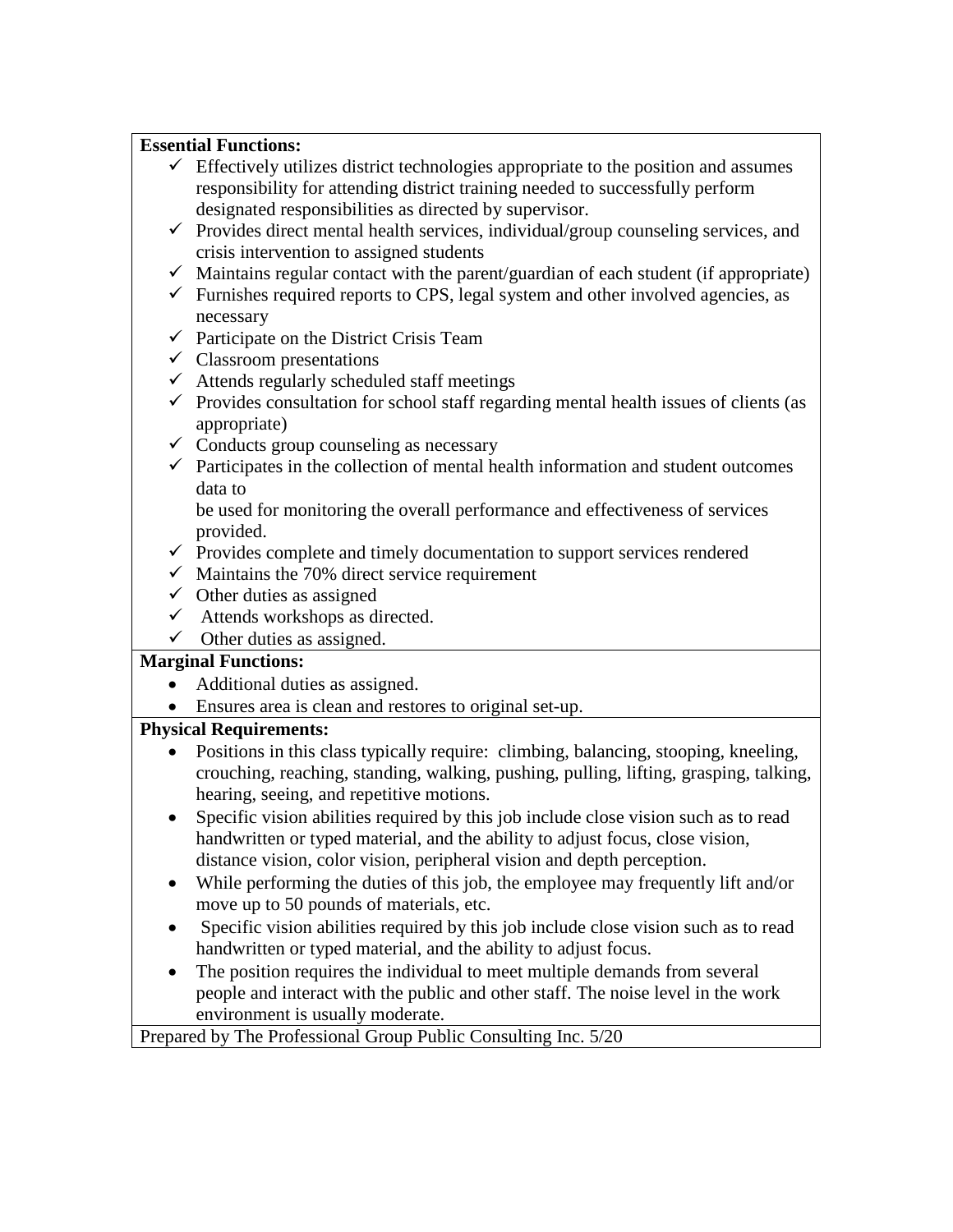**Essential Functions:**

- ✓ Effectively utilizes district technologies appropriate to the position and assumes responsibility for attending district training needed to successfully perform designated responsibilities as directed by supervisor.
- ✓ Provides direct mental health services, individual/group counseling services, and crisis intervention to assigned students
- ✓ Maintains regular contact with the parent/guardian of each student (if appropriate)
- ✓ Furnishes required reports to CPS, legal system and other involved agencies, as necessary
- ✓ Participate on the District Crisis Team
- ✓ Classroom presentations
- ✓ Attends regularly scheduled staff meetings
- ✓ Provides consultation for school staff regarding mental health issues of clients (as appropriate)
- ✓ Conducts group counseling as necessary
- ✓ Participates in the collection of mental health information and student outcomes data to
  be used for monitoring the overall performance and effectiveness of services provided.
- ✓ Provides complete and timely documentation to support services rendered
- ✓ Maintains the 70% direct service requirement
- ✓ Other duties as assigned
- ✓ Attends workshops as directed.
- ✓ Other duties as assigned.

**Marginal Functions:**

- Additional duties as assigned.
- Ensures area is clean and restores to original set-up.

**Physical Requirements:**

- Positions in this class typically require: climbing, balancing, stooping, kneeling, crouching, reaching, standing, walking, pushing, pulling, lifting, grasping, talking, hearing, seeing, and repetitive motions.
- Specific vision abilities required by this job include close vision such as to read handwritten or typed material, and the ability to adjust focus, close vision, distance vision, color vision, peripheral vision and depth perception.
- While performing the duties of this job, the employee may frequently lift and/or move up to 50 pounds of materials, etc.
- Specific vision abilities required by this job include close vision such as to read handwritten or typed material, and the ability to adjust focus.
- The position requires the individual to meet multiple demands from several people and interact with the public and other staff. The noise level in the work environment is usually moderate.

Prepared by The Professional Group Public Consulting Inc. 5/20